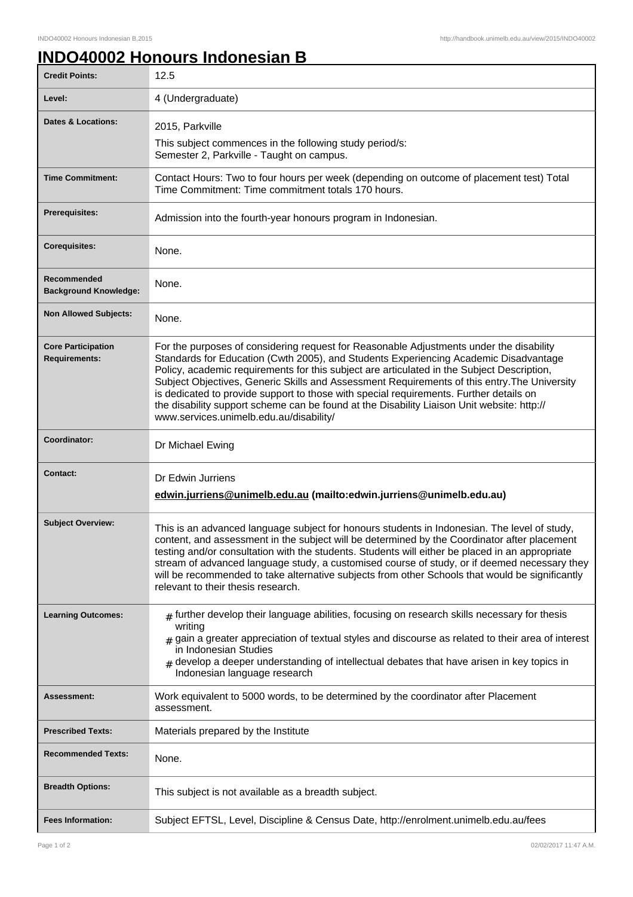# INDO40002 Honours Indonesian B

| | |
|---|---|
| **Credit Points:** | 12.5 |
| **Level:** | 4 (Undergraduate) |
| **Dates & Locations:** | 2015, Parkville<br>This subject commences in the following study period/s:<br>Semester 2, Parkville - Taught on campus. |
| **Time Commitment:** | Contact Hours: Two to four hours per week (depending on outcome of placement test) Total Time Commitment: Time commitment totals 170 hours. |
| **Prerequisites:** | Admission into the fourth-year honours program in Indonesian. |
| **Corequisites:** | None. |
| **Recommended Background Knowledge:** | None. |
| **Non Allowed Subjects:** | None. |
| **Core Participation Requirements:** | For the purposes of considering request for Reasonable Adjustments under the disability Standards for Education (Cwth 2005), and Students Experiencing Academic Disadvantage Policy, academic requirements for this subject are articulated in the Subject Description, Subject Objectives, Generic Skills and Assessment Requirements of this entry.The University is dedicated to provide support to those with special requirements. Further details on the disability support scheme can be found at the Disability Liaison Unit website: http://www.services.unimelb.edu.au/disability/ |
| **Coordinator:** | Dr Michael Ewing |
| **Contact:** | Dr Edwin Jurriens<br>**edwin.jurriens@unimelb.edu.au (mailto:edwin.jurriens@unimelb.edu.au)** |
| **Subject Overview:** | This is an advanced language subject for honours students in Indonesian. The level of study, content, and assessment in the subject will be determined by the Coordinator after placement testing and/or consultation with the students. Students will either be placed in an appropriate stream of advanced language study, a customised course of study, or if deemed necessary they will be recommended to take alternative subjects from other Schools that would be significantly relevant to their thesis research. |
| **Learning Outcomes:** | # further develop their language abilities, focusing on research skills necessary for thesis writing<br># gain a greater appreciation of textual styles and discourse as related to their area of interest in Indonesian Studies<br># develop a deeper understanding of intellectual debates that have arisen in key topics in Indonesian language research |
| **Assessment:** | Work equivalent to 5000 words, to be determined by the coordinator after Placement assessment. |
| **Prescribed Texts:** | Materials prepared by the Institute |
| **Recommended Texts:** | None. |
| **Breadth Options:** | This subject is not available as a breadth subject. |
| **Fees Information:** | Subject EFTSL, Level, Discipline & Census Date, http://enrolment.unimelb.edu.au/fees |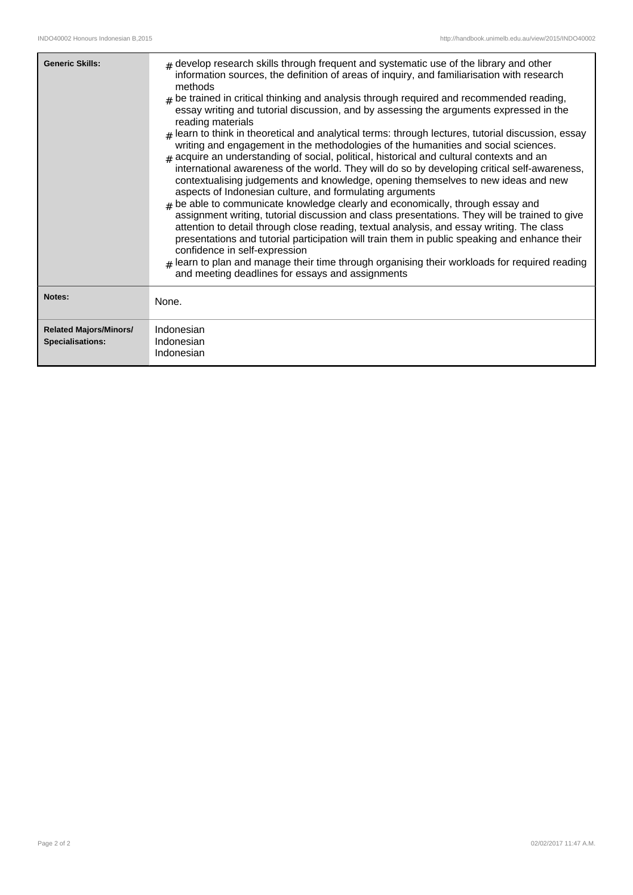| | |
|---|---|
| **Generic Skills:** | # develop research skills through frequent and systematic use of the library and other information sources, the definition of areas of inquiry, and familiarisation with research methods<br># be trained in critical thinking and analysis through required and recommended reading, essay writing and tutorial discussion, and by assessing the arguments expressed in the reading materials<br># learn to think in theoretical and analytical terms: through lectures, tutorial discussion, essay writing and engagement in the methodologies of the humanities and social sciences.<br># acquire an understanding of social, political, historical and cultural contexts and an international awareness of the world. They will do so by developing critical self-awareness, contextualising judgements and knowledge, opening themselves to new ideas and new aspects of Indonesian culture, and formulating arguments<br># be able to communicate knowledge clearly and economically, through essay and assignment writing, tutorial discussion and class presentations. They will be trained to give attention to detail through close reading, textual analysis, and essay writing. The class presentations and tutorial participation will train them in public speaking and enhance their confidence in self-expression<br># learn to plan and manage their time through organising their workloads for required reading and meeting deadlines for essays and assignments |
| **Notes:** | None. |
| **Related Majors/Minors/ Specialisations:** | Indonesian<br>Indonesian<br>Indonesian |